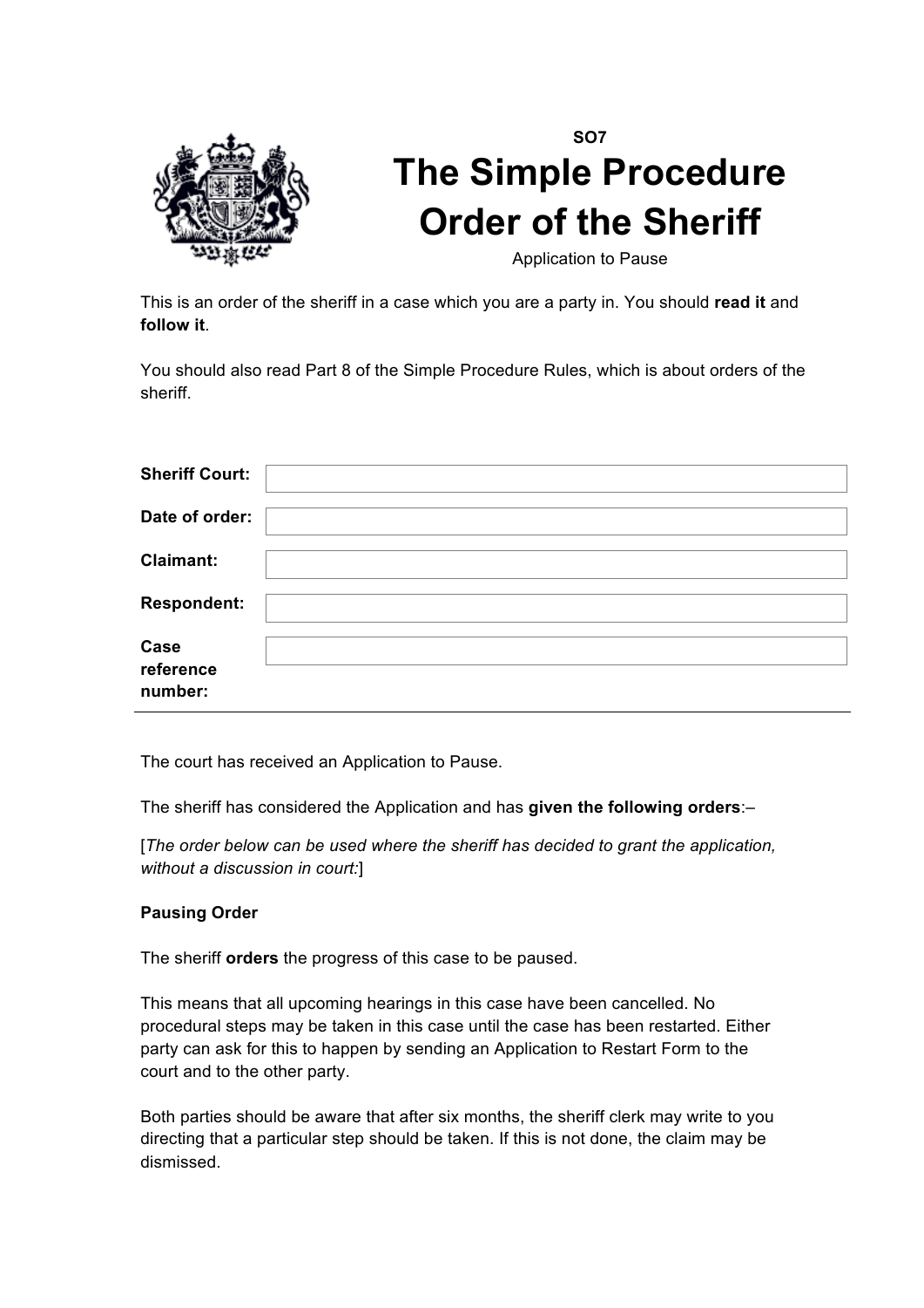SO7

# The Simple Procedure Order of the Sheriff

Application to Pause

This is an order of the sheriff in a case which you are a party in. You should **read it** and **follow it**.

You should also read Part 8 of the Simple Procedure Rules, which is about orders of the sheriff.

| | |
|---|---|
| **Sheriff Court:** | |
| **Date of order:** | |
| **Claimant:** | |
| **Respondent:** | |
| **Case reference number:** | |

The court has received an Application to Pause.

The sheriff has considered the Application and has **given the following orders**:–

[*The order below can be used where the sheriff has decided to grant the application, without a discussion in court:*]

**Pausing Order**

The sheriff **orders** the progress of this case to be paused.

This means that all upcoming hearings in this case have been cancelled. No procedural steps may be taken in this case until the case has been restarted. Either party can ask for this to happen by sending an Application to Restart Form to the court and to the other party.

Both parties should be aware that after six months, the sheriff clerk may write to you directing that a particular step should be taken. If this is not done, the claim may be dismissed.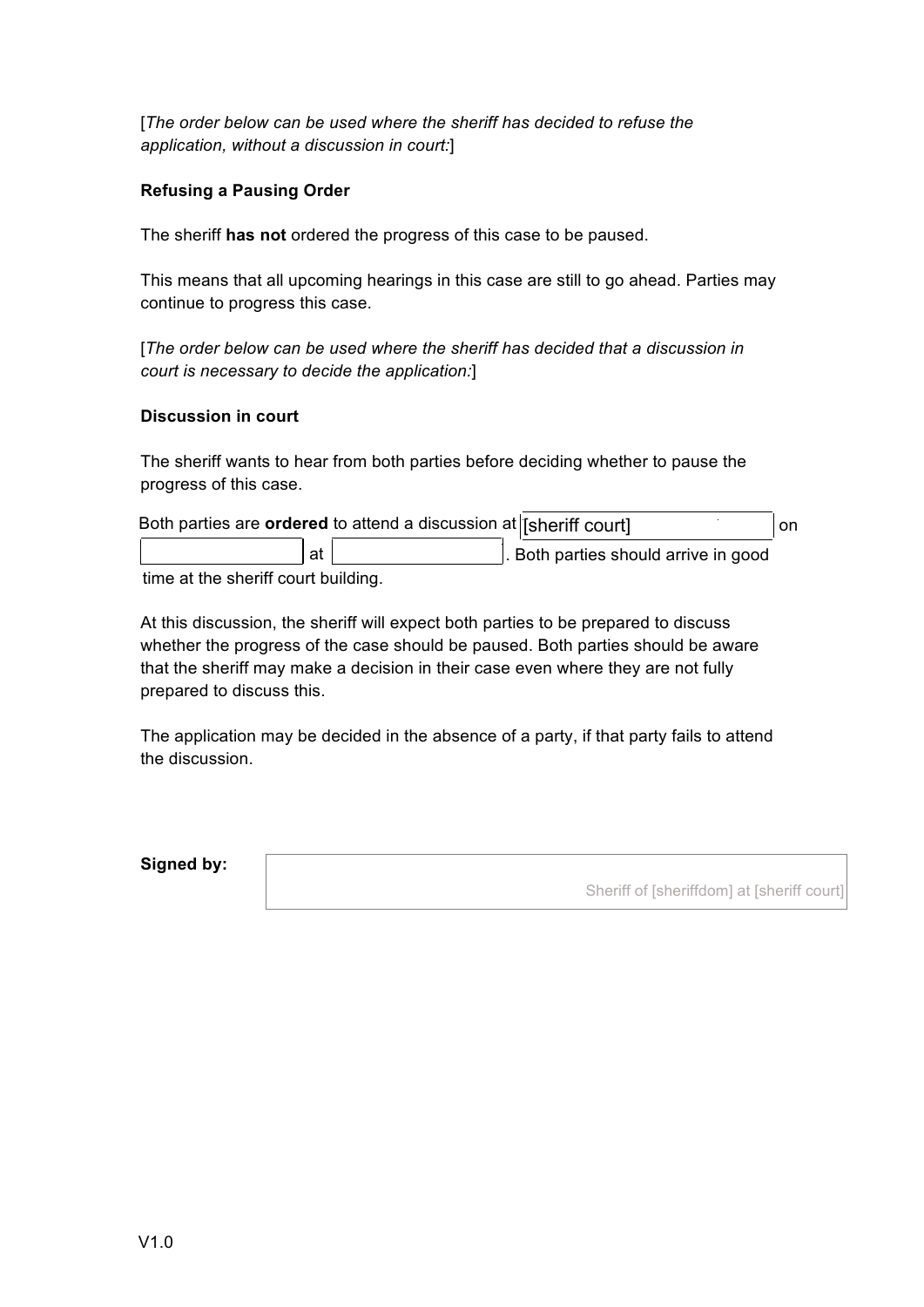[*The order below can be used where the sheriff has decided to refuse the application, without a discussion in court:*]

**Refusing a Pausing Order**

The sheriff **has not** ordered the progress of this case to be paused.

This means that all upcoming hearings in this case are still to go ahead. Parties may continue to progress this case.

[*The order below can be used where the sheriff has decided that a discussion in court is necessary to decide the application:*]

**Discussion in court**

The sheriff wants to hear from both parties before deciding whether to pause the progress of this case.

Both parties are **ordered** to attend a discussion at [sheriff court] on \_\_\_\_\_\_\_\_\_\_ at \_\_\_\_\_\_\_\_\_\_. Both parties should arrive in good time at the sheriff court building.

At this discussion, the sheriff will expect both parties to be prepared to discuss whether the progress of the case should be paused. Both parties should be aware that the sheriff may make a decision in their case even where they are not fully prepared to discuss this.

The application may be decided in the absence of a party, if that party fails to attend the discussion.

**Signed by:**

Sheriff of [sheriffdom] at [sheriff court]

V1.0